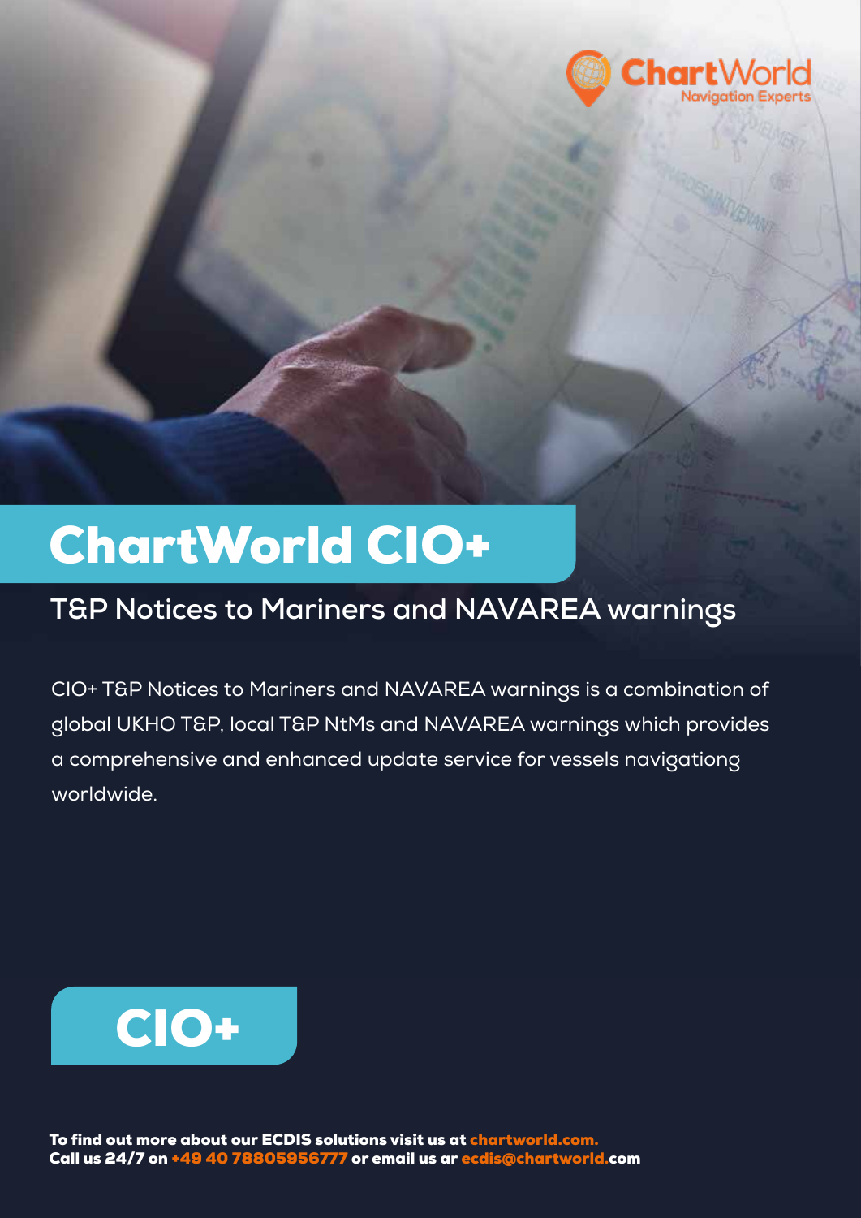ChartWorld
Navigation Experts

# ChartWorld CIO+

## T&P Notices to Mariners and NAVAREA warnings

CIO+ T&P Notices to Mariners and NAVAREA warnings is a combination of global UKHO T&P, local T&P NtMs and NAVAREA warnings which provides a comprehensive and enhanced update service for vessels navigationg worldwide.

**CIO+**

**To find out more about our ECDIS solutions visit us at chartworld.com.**
**Call us 24/7 on +49 40 78805956777 or email us ar ecdis@chartworld.com**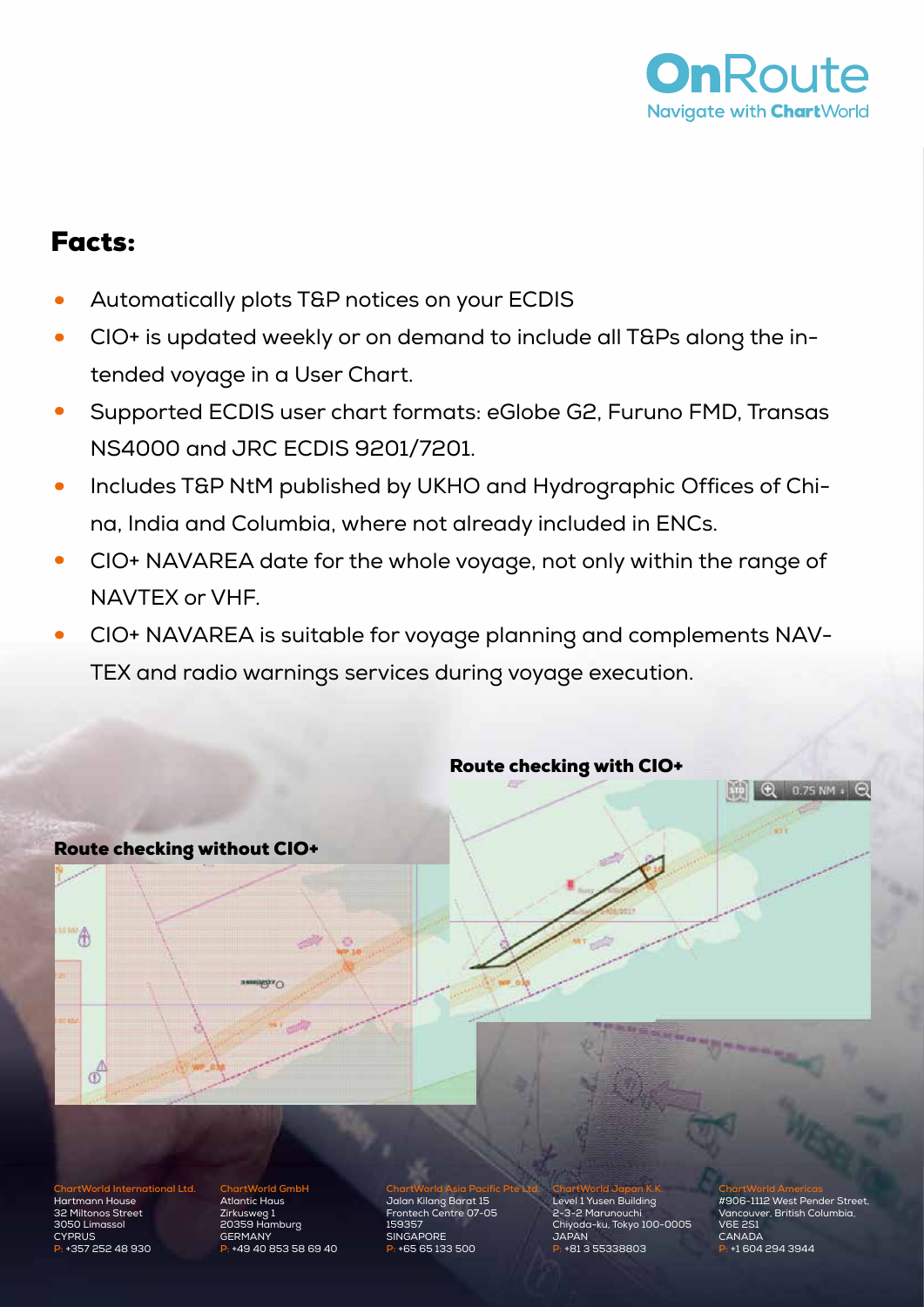OnRoute
Navigate with ChartWorld

## Facts:

- Automatically plots T&P notices on your ECDIS
- CIO+ is updated weekly or on demand to include all T&Ps along the intended voyage in a User Chart.
- Supported ECDIS user chart formats: eGlobe G2, Furuno FMD, Transas NS4000 and JRC ECDIS 9201/7201.
- Includes T&P NtM published by UKHO and Hydrographic Offices of China, India and Columbia, where not already included in ENCs.
- CIO+ NAVAREA date for the whole voyage, not only within the range of NAVTEX or VHF.
- CIO+ NAVAREA is suitable for voyage planning and complements NAVTEX and radio warnings services during voyage execution.

**Route checking without CIO+**

**Route checking with CIO+**

**ChartWorld International Ltd.**
Hartmann House
32 Miltonos Street
3050 Limassol
CYPRUS
P: +357 252 48 930

**ChartWorld GmbH**
Atlantic Haus
Zirkusweg 1
20359 Hamburg
GERMANY
P: +49 40 853 58 69 40

**ChartWorld Asia Pacific Pte Ltd.**
Jalan Kilang Barat 15
Frontech Centre 07-05
159357
SINGAPORE
P: +65 65 133 500

**ChartWorld Japan K.K.**
Level 1 Yusen Building
2-3-2 Marunouchi
Chiyoda-ku, Tokyo 100-0005
JAPAN
P: +81 3 55338803

**ChartWorld Americas**
#906-1112 West Pender Street,
Vancouver, British Columbia,
V6E 2S1
CANADA
P: +1 604 294 3944